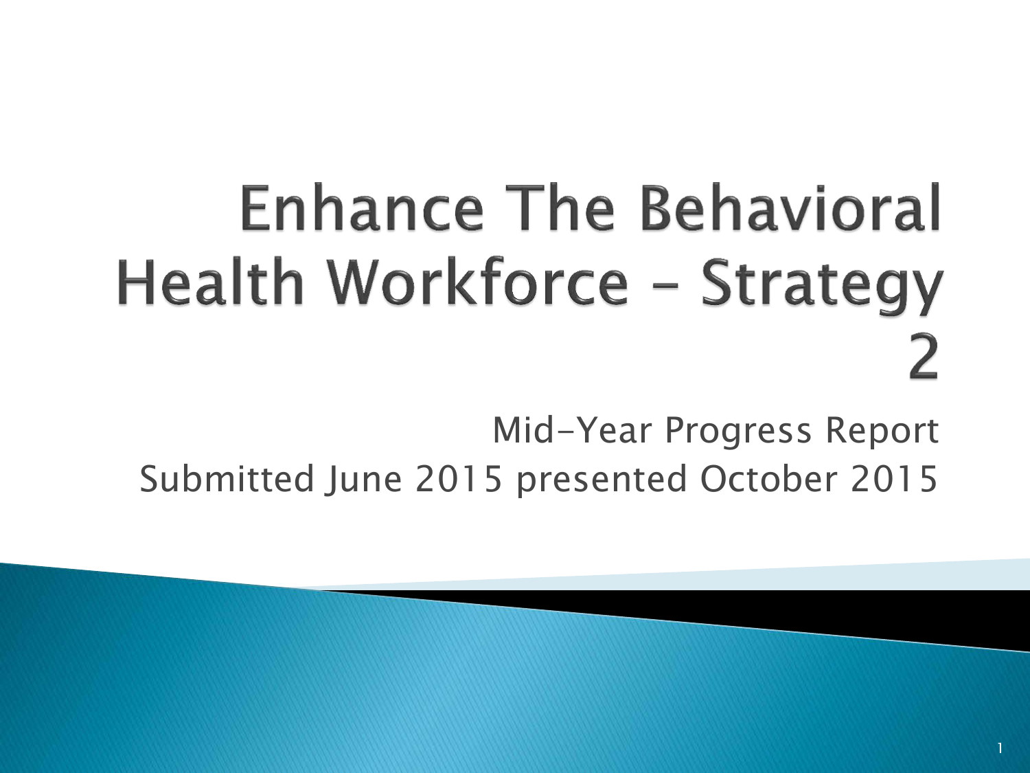# Enhance The Behavioral Health Workforce – Strategy 2

Mid-Year Progress Report

Submitted June 2015 presented October 2015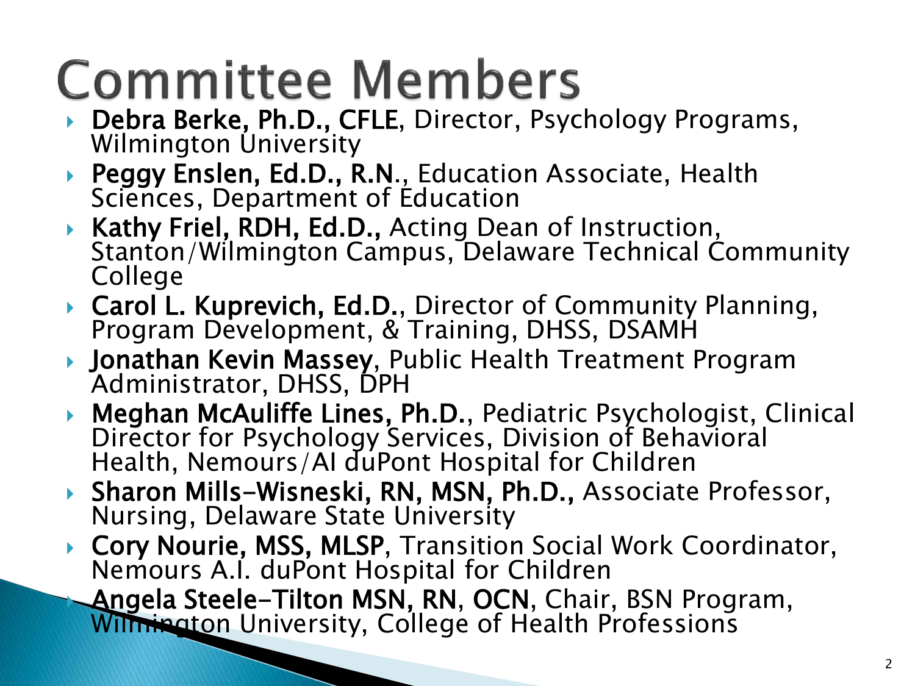# Committee Members

- **Debra Berke, Ph.D., CFLE**, Director, Psychology Programs, Wilmington University
- **Peggy Enslen, Ed.D., R.N.**, Education Associate, Health Sciences, Department of Education
- **Kathy Friel, RDH, Ed.D.,** Acting Dean of Instruction, Stanton/Wilmington Campus, Delaware Technical Community College
- **Carol L. Kuprevich, Ed.D.**, Director of Community Planning, Program Development, & Training, DHSS, DSAMH
- **Jonathan Kevin Massey**, Public Health Treatment Program Administrator, DHSS, DPH
- **Meghan McAuliffe Lines, Ph.D.**, Pediatric Psychologist, Clinical Director for Psychology Services, Division of Behavioral Health, Nemours/AI duPont Hospital for Children
- **Sharon Mills-Wisneski, RN, MSN, Ph.D.,** Associate Professor, Nursing, Delaware State University
- **Cory Nourie, MSS, MLSP**, Transition Social Work Coordinator, Nemours A.I. duPont Hospital for Children
- **Angela Steele-Tilton MSN, RN, OCN**, Chair, BSN Program, Wilmington University, College of Health Professions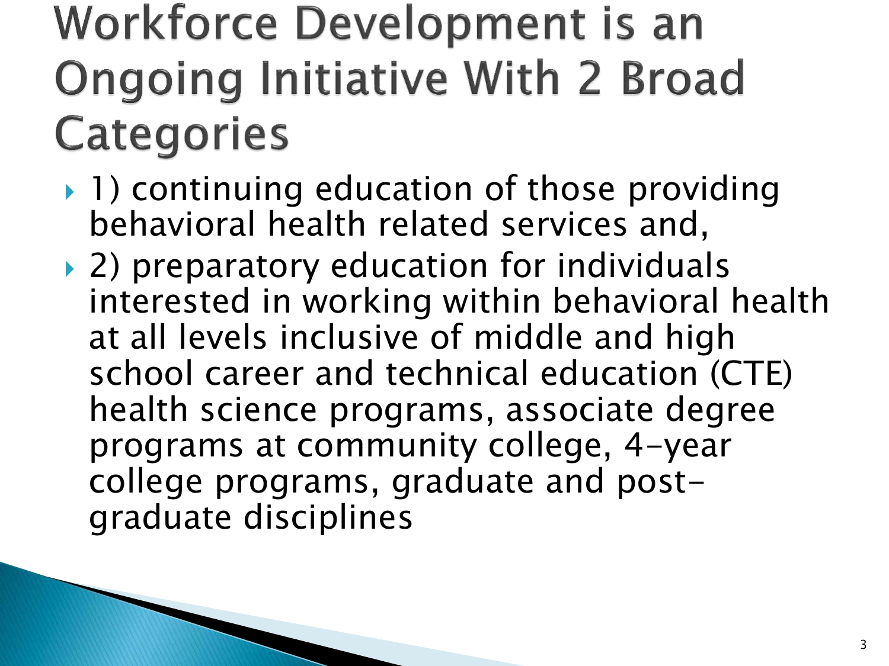# Workforce Development is an Ongoing Initiative With 2 Broad Categories

- 1) continuing education of those providing behavioral health related services and,
- 2) preparatory education for individuals interested in working within behavioral health at all levels inclusive of middle and high school career and technical education (CTE) health science programs, associate degree programs at community college, 4-year college programs, graduate and post-graduate disciplines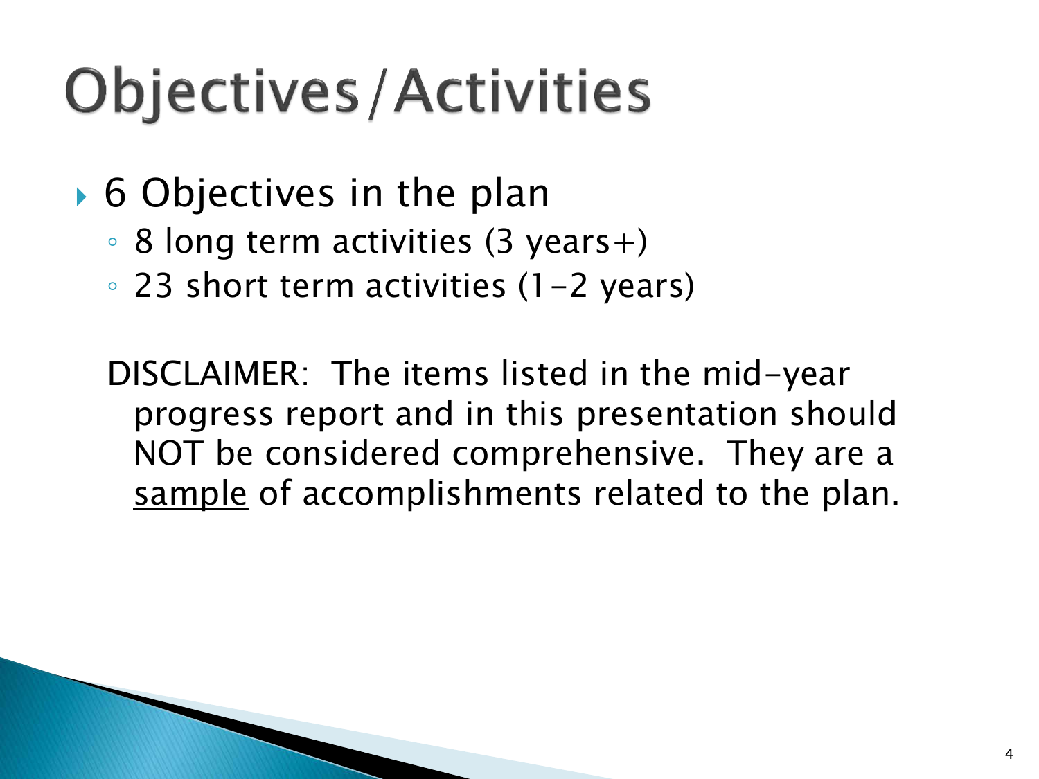# Objectives/Activities

- 6 Objectives in the plan
  - 8 long term activities (3 years+)
  - 23 short term activities (1-2 years)

DISCLAIMER: The items listed in the mid-year progress report and in this presentation should NOT be considered comprehensive. They are a sample of accomplishments related to the plan.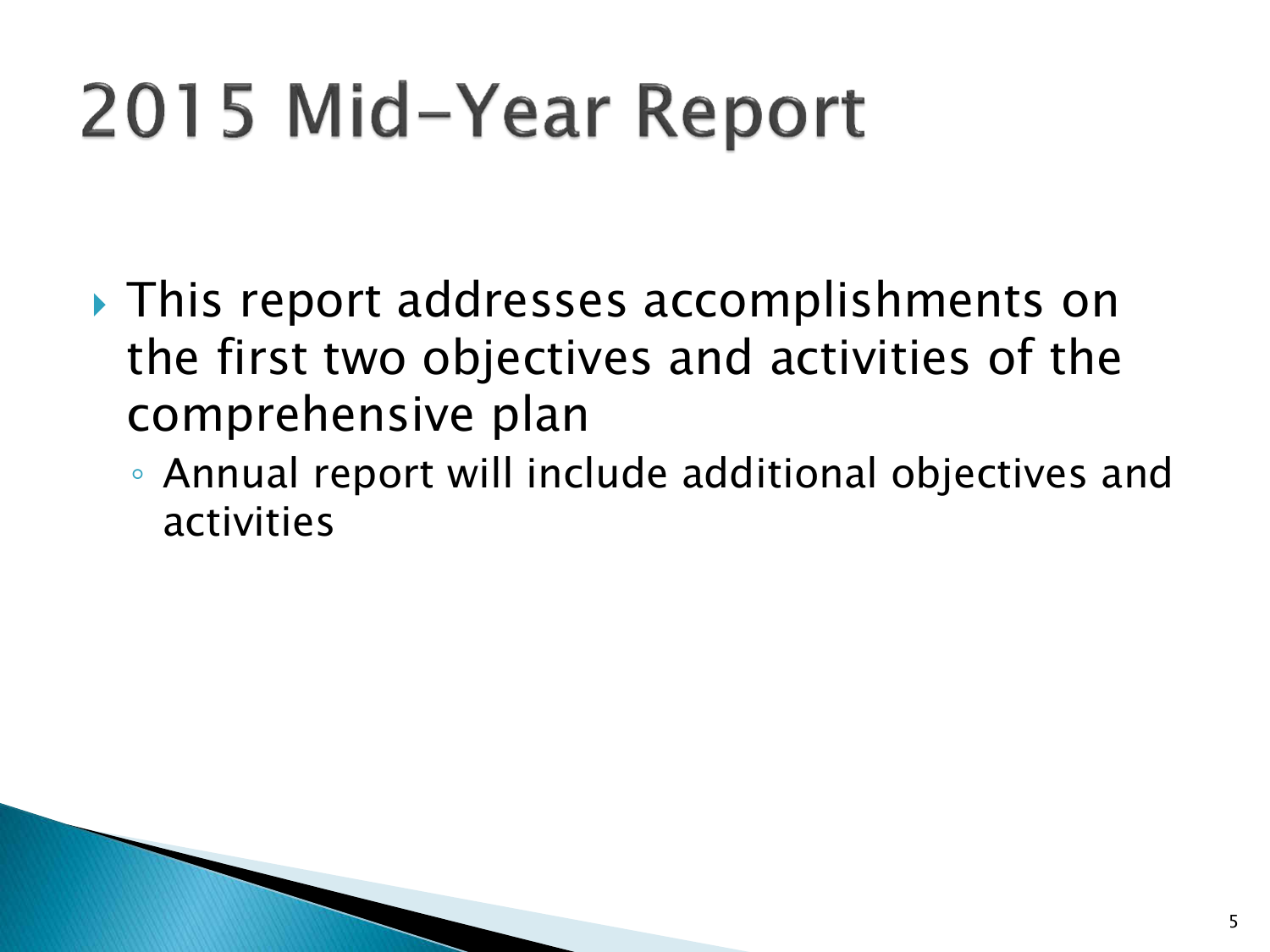# 2015 Mid-Year Report

- This report addresses accomplishments on the first two objectives and activities of the comprehensive plan
  - Annual report will include additional objectives and activities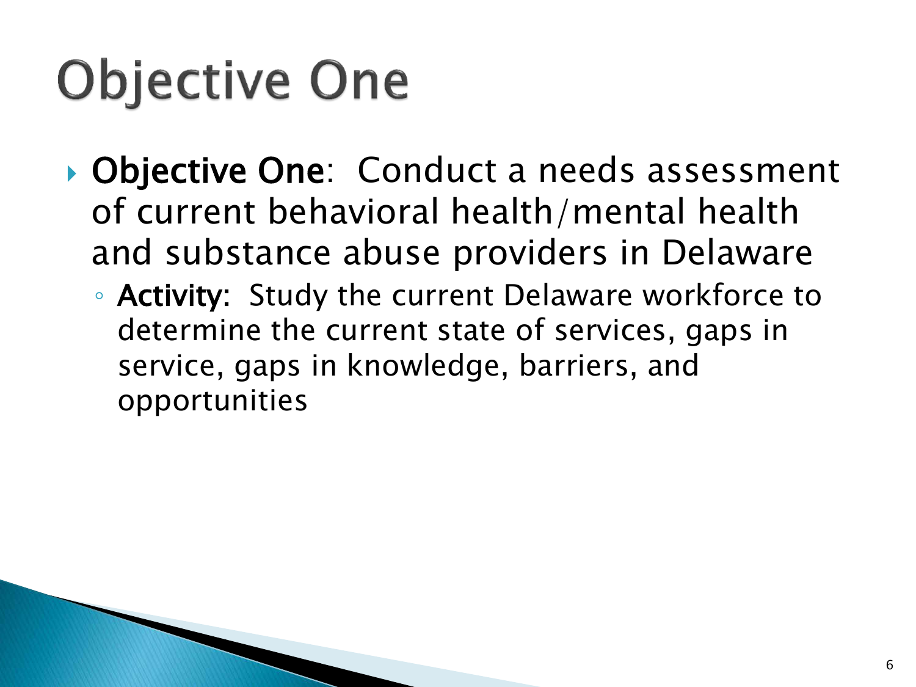# Objective One

- **Objective One**: Conduct a needs assessment of current behavioral health/mental health and substance abuse providers in Delaware
  - **Activity:** Study the current Delaware workforce to determine the current state of services, gaps in service, gaps in knowledge, barriers, and opportunities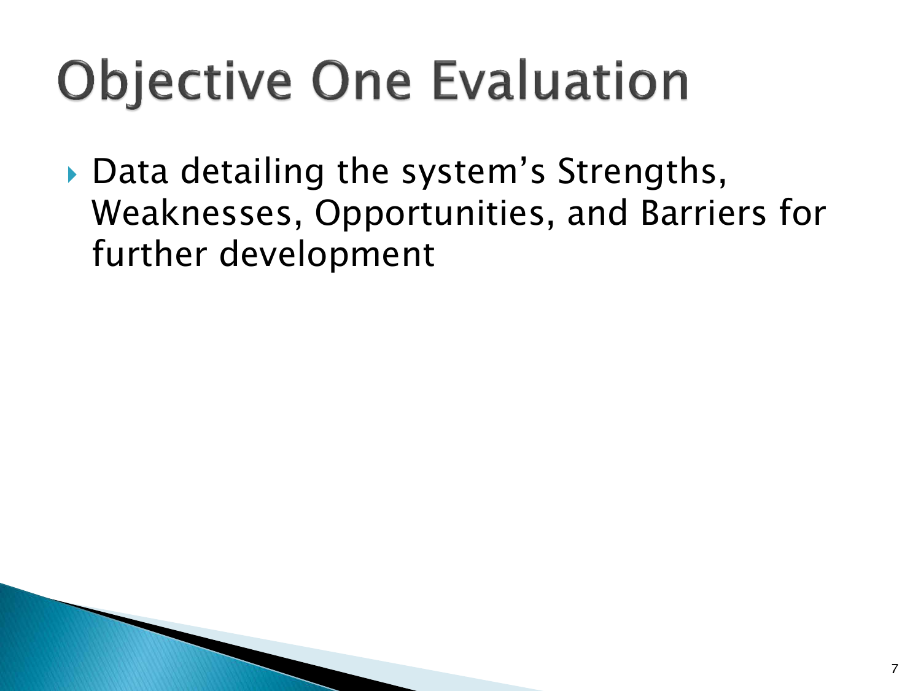# Objective One Evaluation

- Data detailing the system’s Strengths, Weaknesses, Opportunities, and Barriers for further development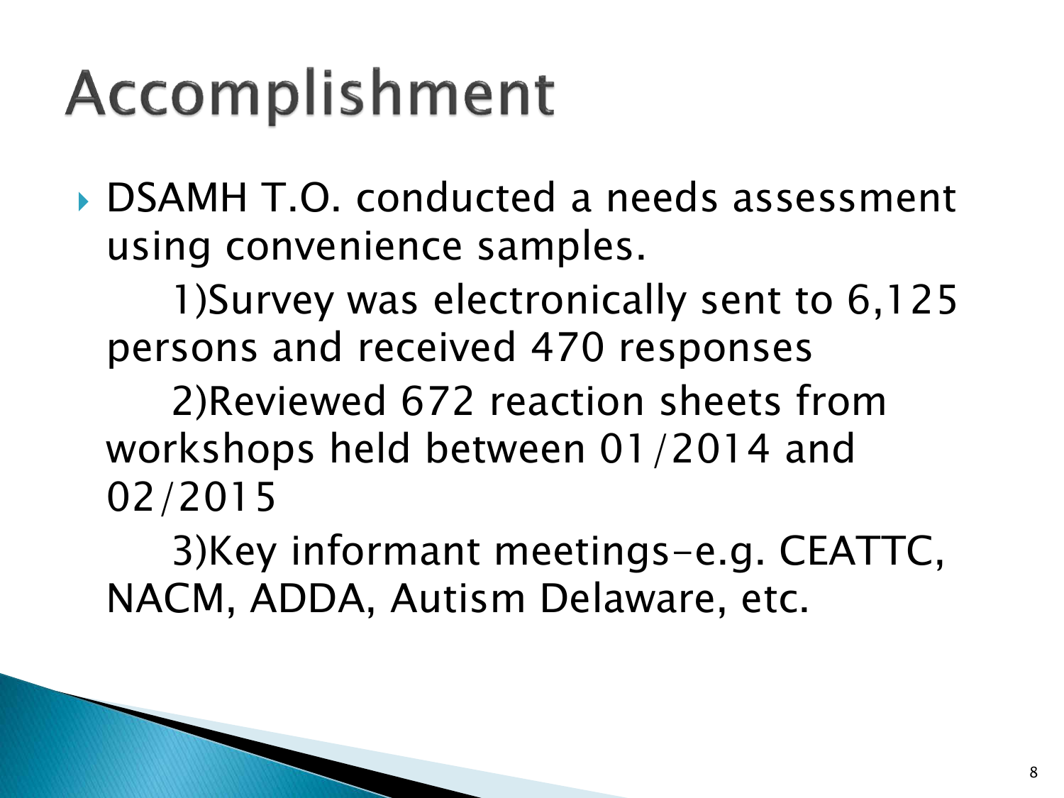# Accomplishment

- DSAMH T.O. conducted a needs assessment using convenience samples.

  1)Survey was electronically sent to 6,125 persons and received 470 responses

  2)Reviewed 672 reaction sheets from workshops held between 01/2014 and 02/2015

  3)Key informant meetings-e.g. CEATTC, NACM, ADDA, Autism Delaware, etc.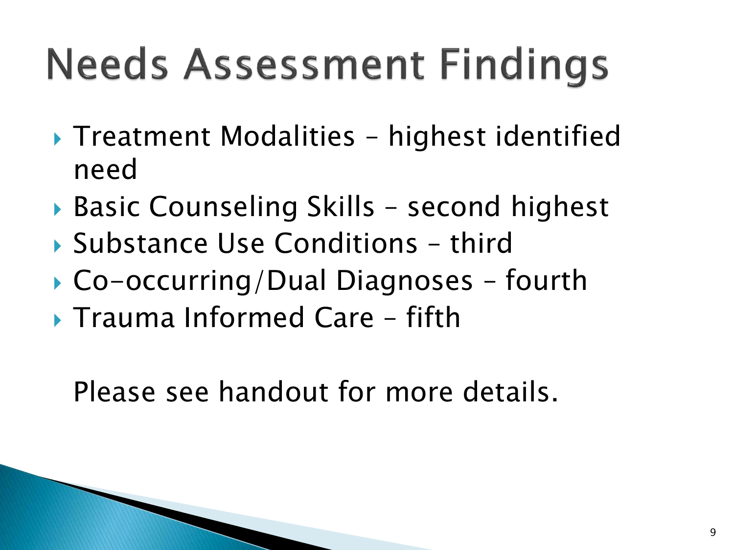# Needs Assessment Findings

- Treatment Modalities – highest identified need
- Basic Counseling Skills – second highest
- Substance Use Conditions – third
- Co-occurring/Dual Diagnoses – fourth
- Trauma Informed Care – fifth

Please see handout for more details.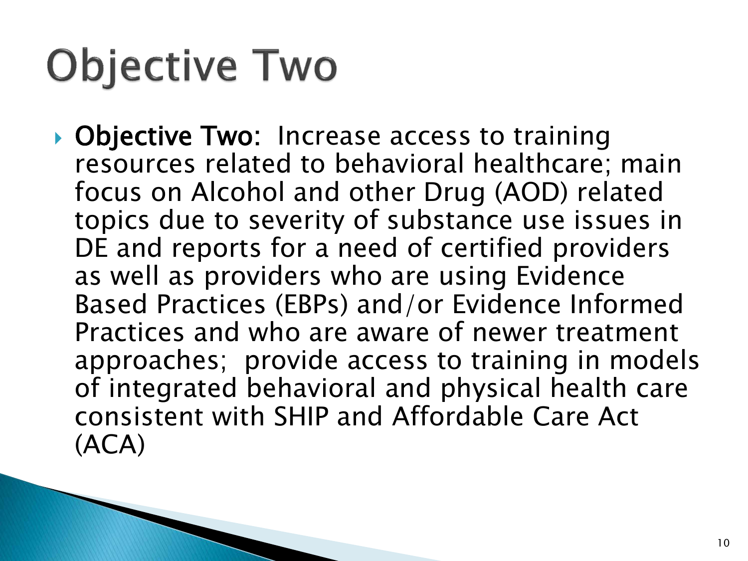# Objective Two

- **Objective Two:** Increase access to training resources related to behavioral healthcare; main focus on Alcohol and other Drug (AOD) related topics due to severity of substance use issues in DE and reports for a need of certified providers as well as providers who are using Evidence Based Practices (EBPs) and/or Evidence Informed Practices and who are aware of newer treatment approaches; provide access to training in models of integrated behavioral and physical health care consistent with SHIP and Affordable Care Act (ACA)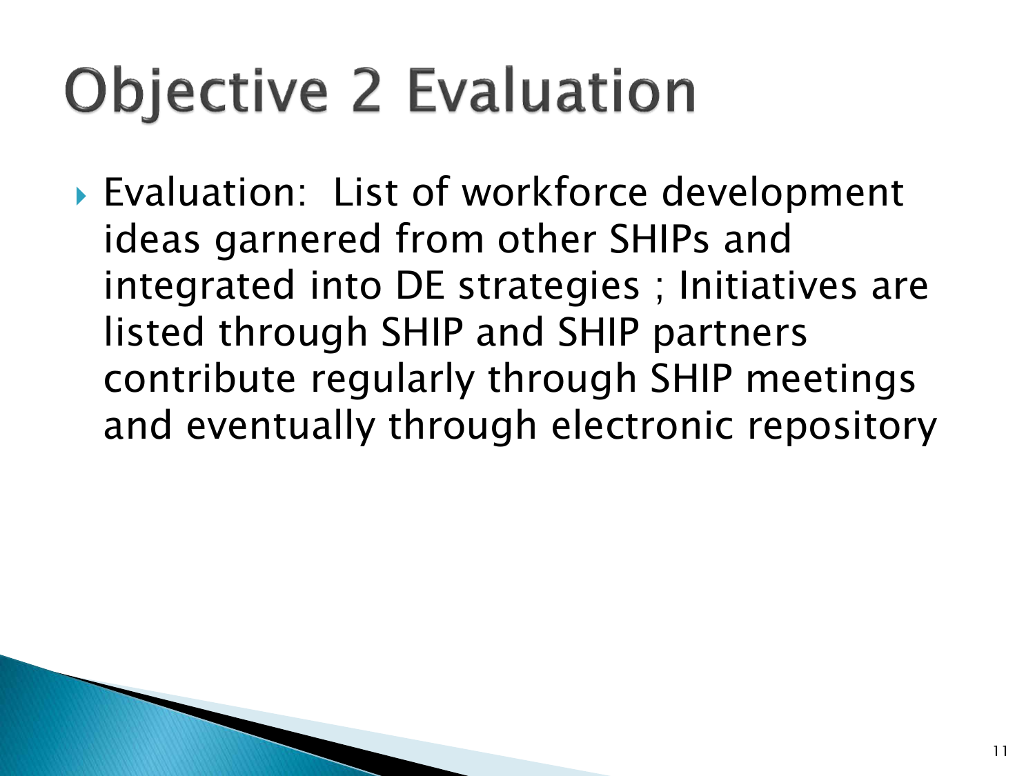# Objective 2 Evaluation

- Evaluation:  List of workforce development ideas garnered from other SHIPs and integrated into DE strategies ; Initiatives are listed through SHIP and SHIP partners contribute regularly through SHIP meetings and eventually through electronic repository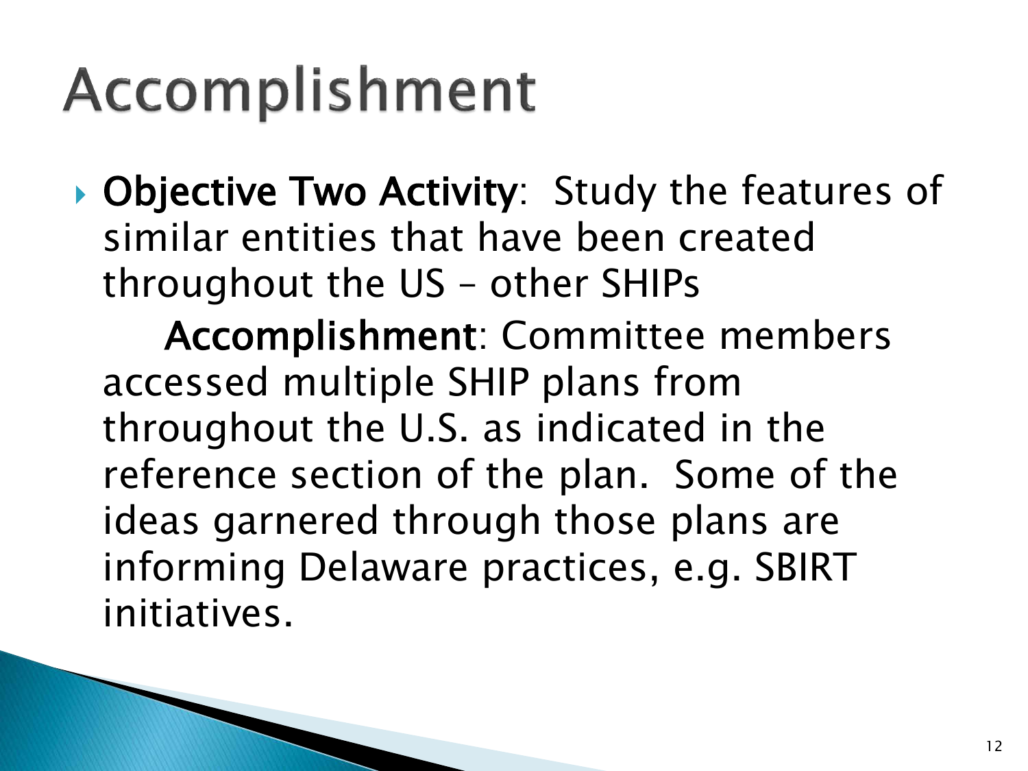# Accomplishment

- **Objective Two Activity**: Study the features of similar entities that have been created throughout the US – other SHIPs

  **Accomplishment**: Committee members accessed multiple SHIP plans from throughout the U.S. as indicated in the reference section of the plan. Some of the ideas garnered through those plans are informing Delaware practices, e.g. SBIRT initiatives.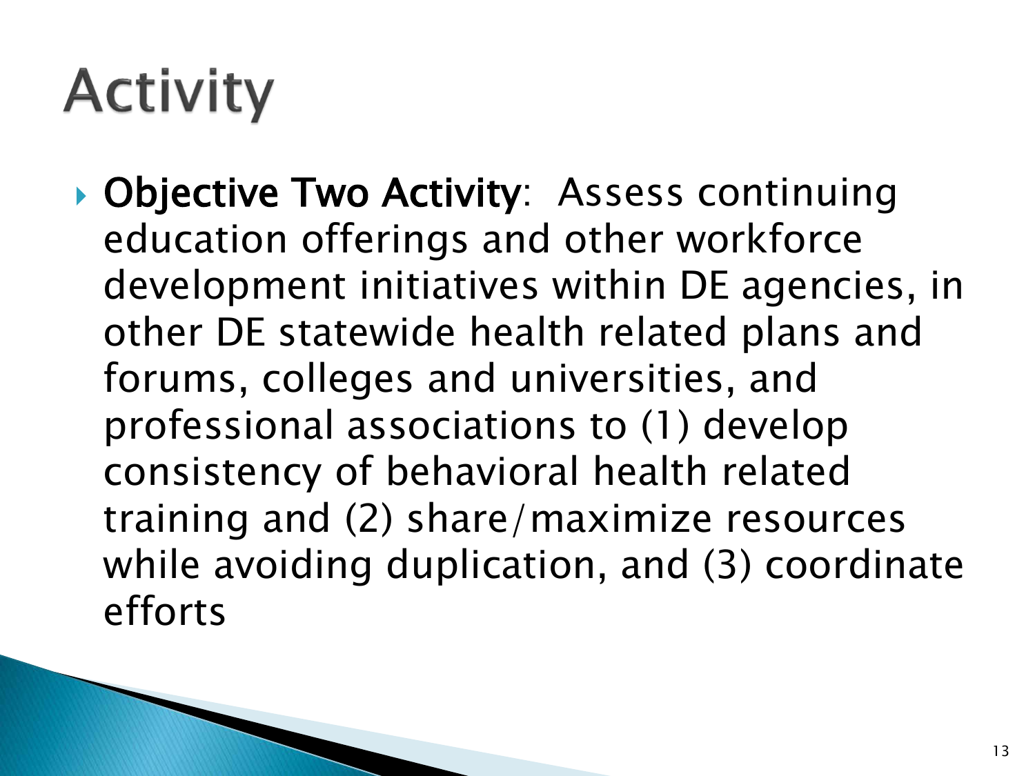# Activity

- **Objective Two Activity**: Assess continuing education offerings and other workforce development initiatives within DE agencies, in other DE statewide health related plans and forums, colleges and universities, and professional associations to (1) develop consistency of behavioral health related training and (2) share/maximize resources while avoiding duplication, and (3) coordinate efforts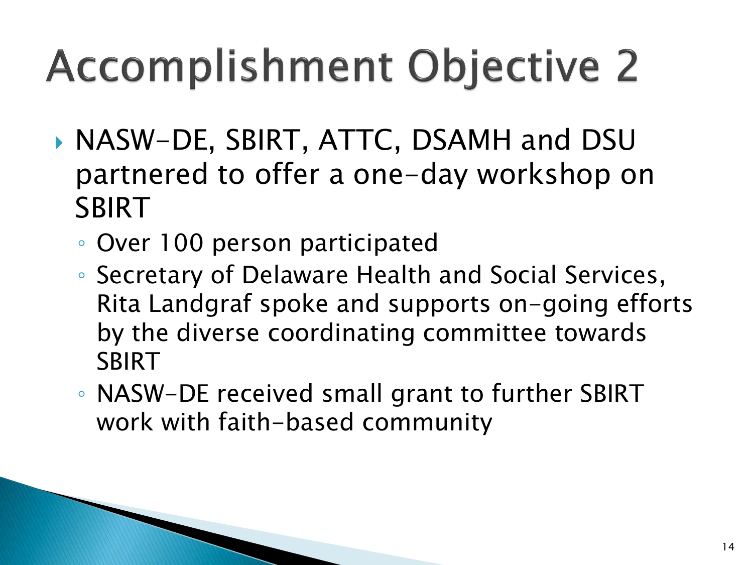# Accomplishment Objective 2

- NASW-DE, SBIRT, ATTC, DSAMH and DSU partnered to offer a one-day workshop on SBIRT
  - Over 100 person participated
  - Secretary of Delaware Health and Social Services, Rita Landgraf spoke and supports on-going efforts by the diverse coordinating committee towards SBIRT
  - NASW-DE received small grant to further SBIRT work with faith-based community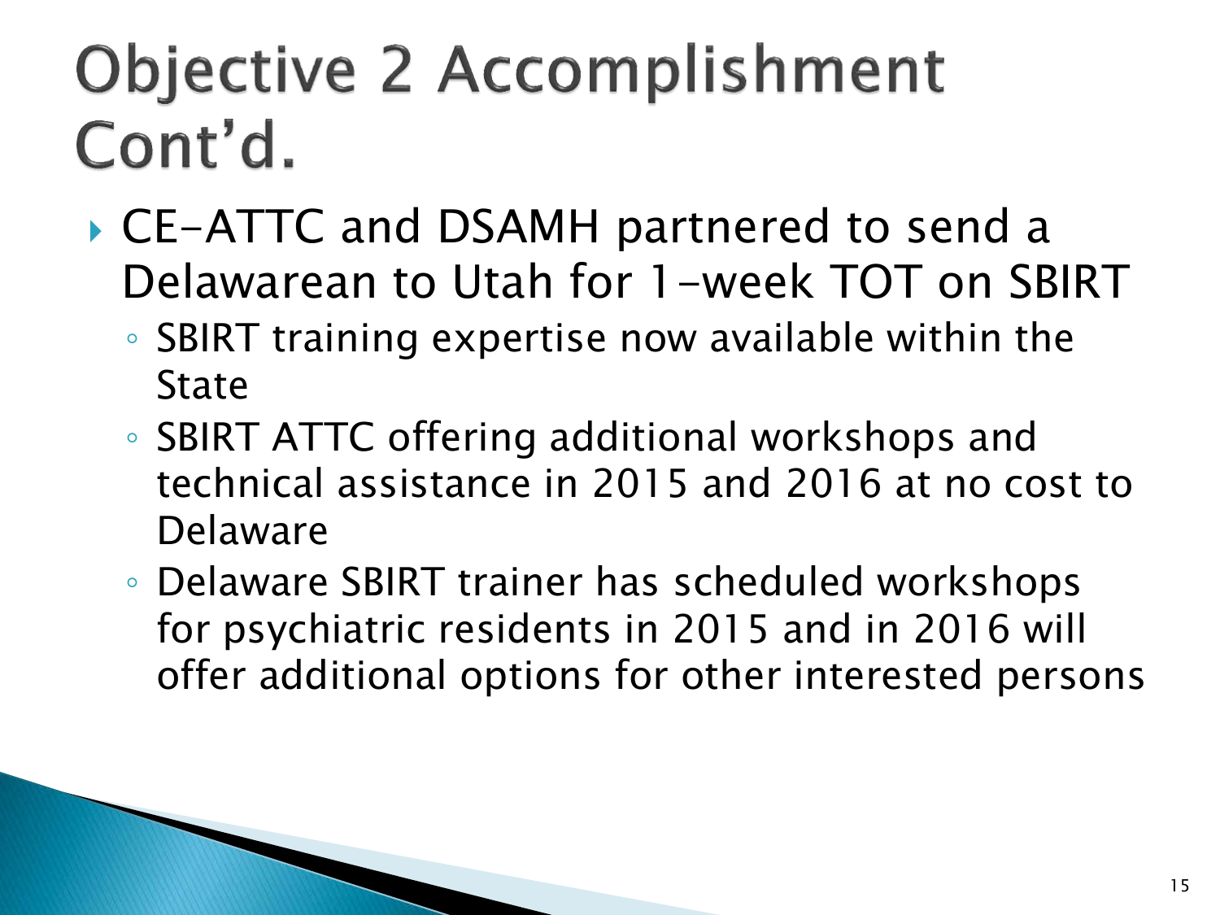# Objective 2 Accomplishment Cont'd.

- CE-ATTC and DSAMH partnered to send a Delawarean to Utah for 1-week TOT on SBIRT
  - SBIRT training expertise now available within the State
  - SBIRT ATTC offering additional workshops and technical assistance in 2015 and 2016 at no cost to Delaware
  - Delaware SBIRT trainer has scheduled workshops for psychiatric residents in 2015 and in 2016 will offer additional options for other interested persons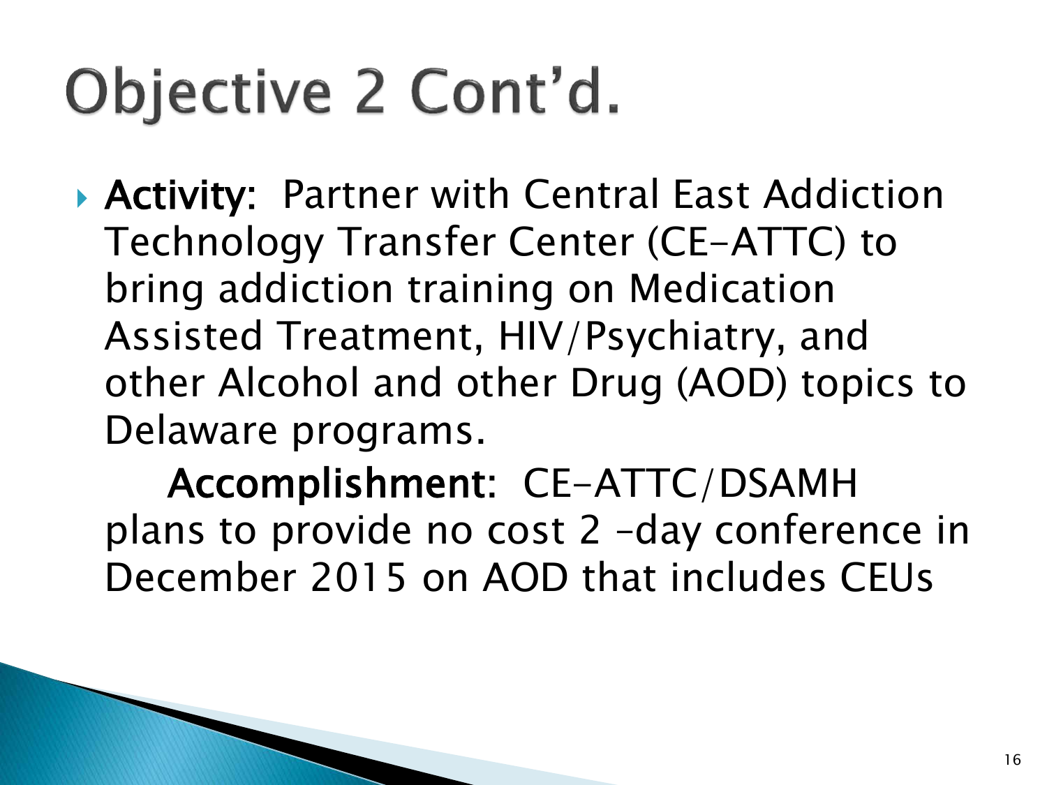# Objective 2 Cont'd.

- **Activity:** Partner with Central East Addiction Technology Transfer Center (CE-ATTC) to bring addiction training on Medication Assisted Treatment, HIV/Psychiatry, and other Alcohol and other Drug (AOD) topics to Delaware programs.

  **Accomplishment:** CE-ATTC/DSAMH plans to provide no cost 2 -day conference in December 2015 on AOD that includes CEUs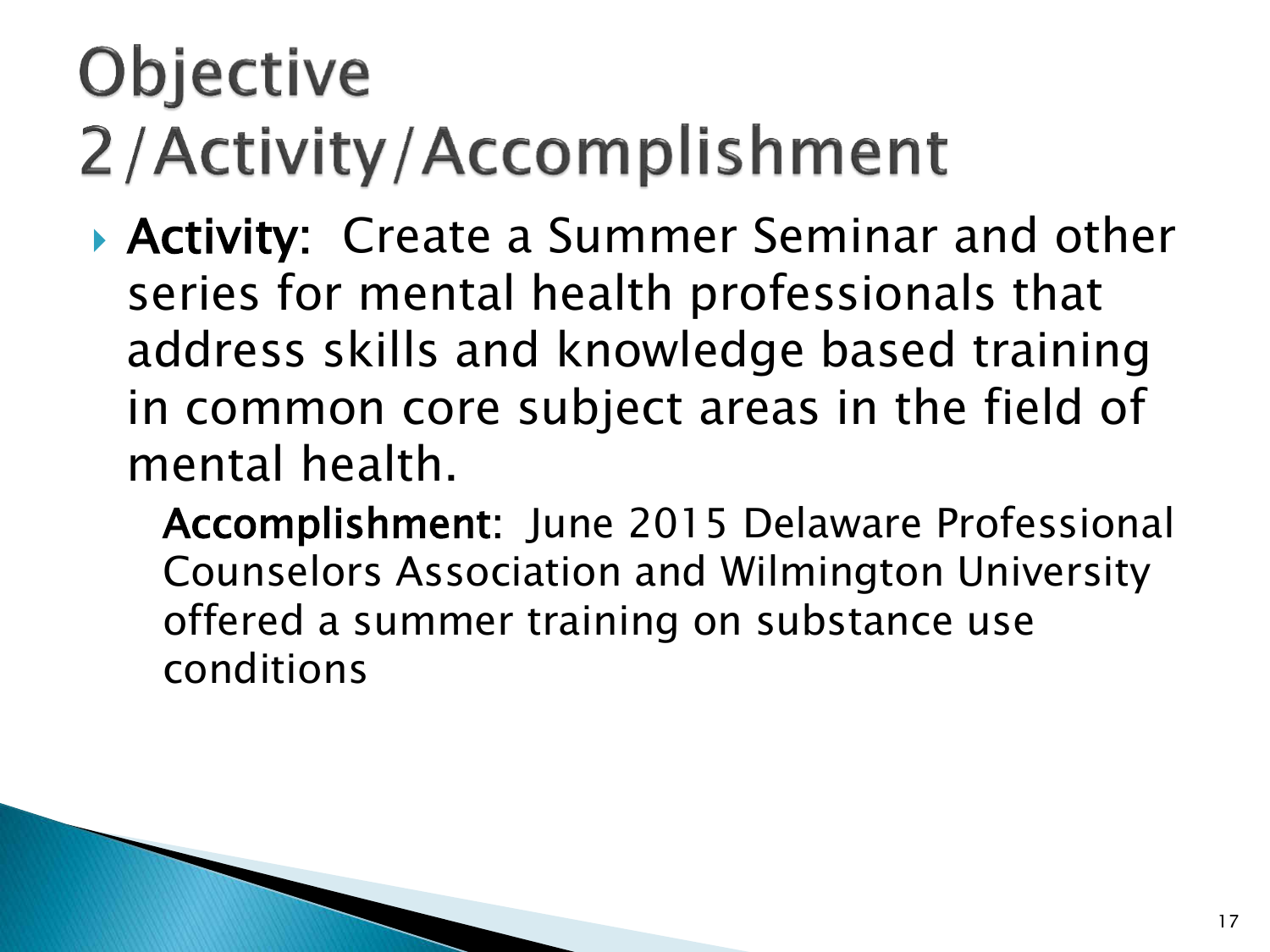# Objective 2/Activity/Accomplishment

- **Activity:** Create a Summer Seminar and other series for mental health professionals that address skills and knowledge based training in common core subject areas in the field of mental health.

  **Accomplishment:** June 2015 Delaware Professional Counselors Association and Wilmington University offered a summer training on substance use conditions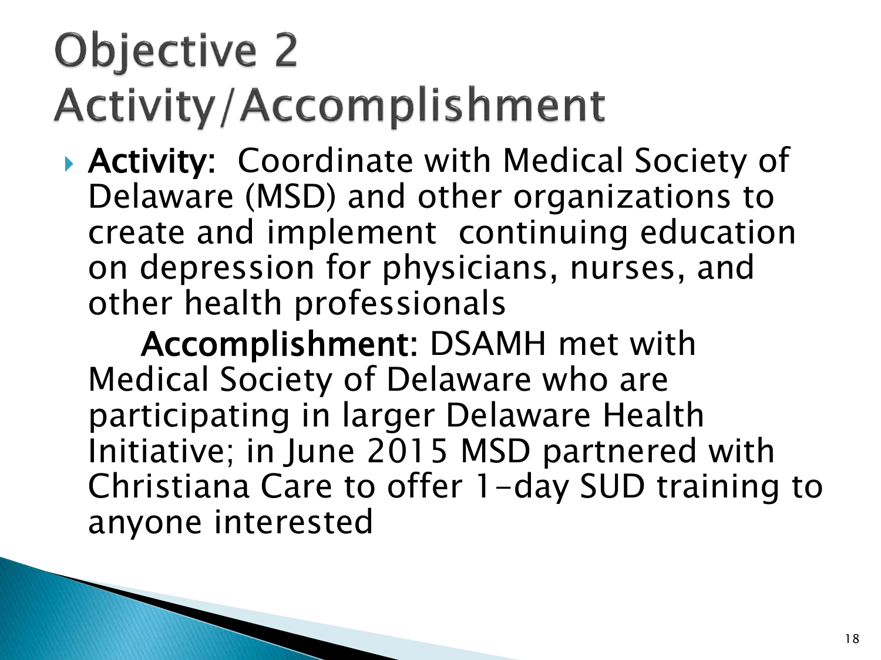# Objective 2 Activity/Accomplishment

- **Activity:** Coordinate with Medical Society of Delaware (MSD) and other organizations to create and implement continuing education on depression for physicians, nurses, and other health professionals

  **Accomplishment:** DSAMH met with Medical Society of Delaware who are participating in larger Delaware Health Initiative; in June 2015 MSD partnered with Christiana Care to offer 1-day SUD training to anyone interested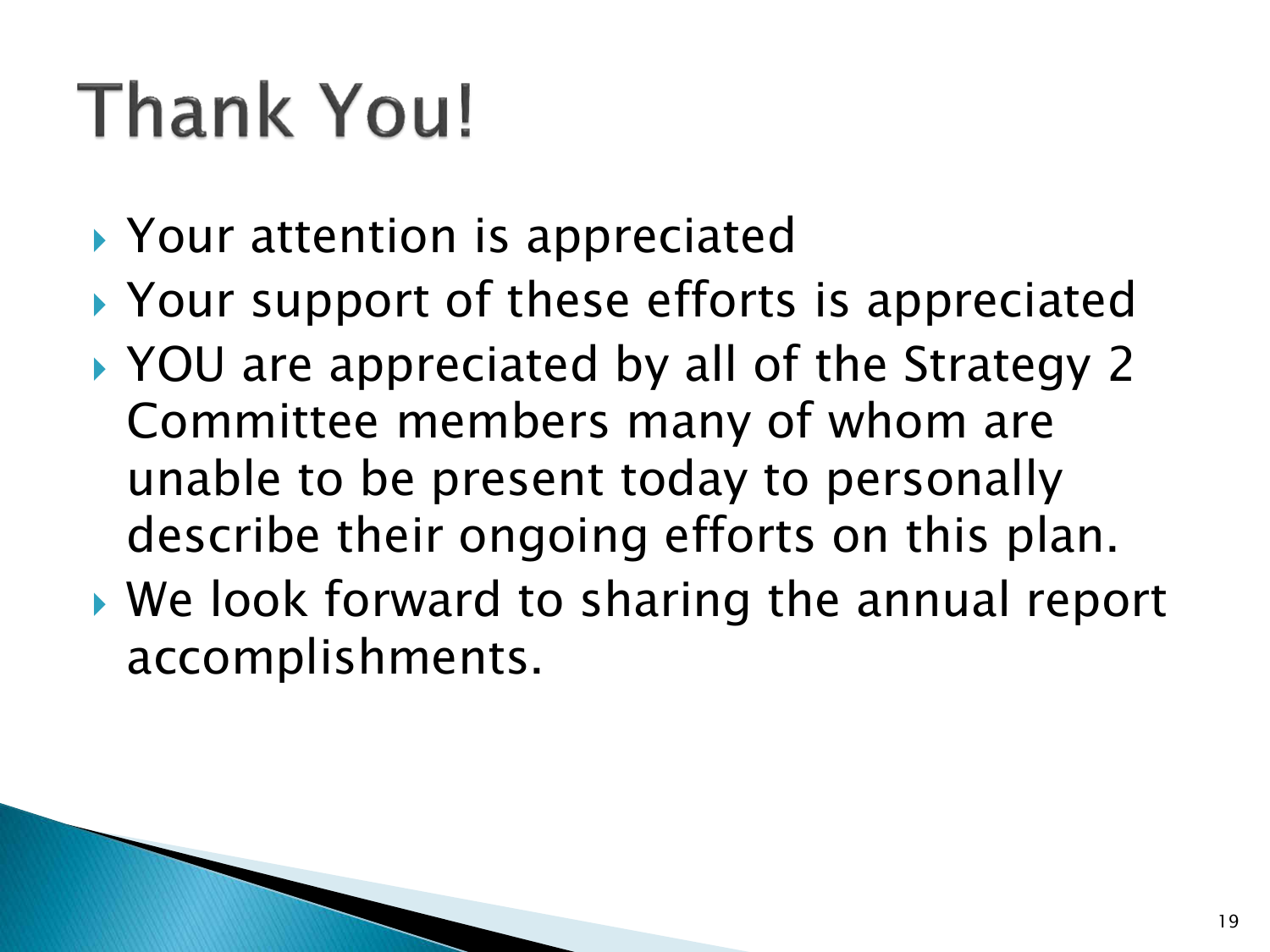# Thank You!

- Your attention is appreciated
- Your support of these efforts is appreciated
- YOU are appreciated by all of the Strategy 2 Committee members many of whom are unable to be present today to personally describe their ongoing efforts on this plan.
- We look forward to sharing the annual report accomplishments.